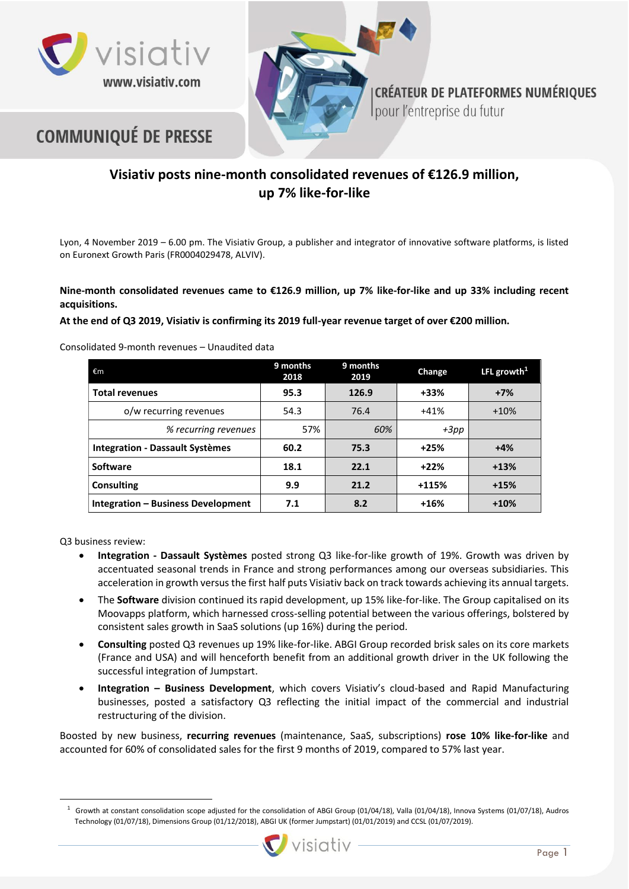COMMUNIQUÉ DE PRESSE

CRÉATEUR DE PLATEFORMES NUMÉRIQUES
pour l'entreprise du futur

# Visiativ posts nine-month consolidated revenues of €126.9 million, up 7% like-for-like

Lyon, 4 November 2019 – 6.00 pm. The Visiativ Group, a publisher and integrator of innovative software platforms, is listed on Euronext Growth Paris (FR0004029478, ALVIV).

**Nine-month consolidated revenues came to €126.9 million, up 7% like-for-like and up 33% including recent acquisitions.**

**At the end of Q3 2019, Visiativ is confirming its 2019 full-year revenue target of over €200 million.**

Consolidated 9-month revenues – Unaudited data

| €m | 9 months 2018 | 9 months 2019 | Change | LFL growth[1] |
|---|---|---|---|---|
| **Total revenues** | **95.3** | **126.9** | **+33%** | **+7%** |
| o/w recurring revenues | 54.3 | 76.4 | +41% | +10% |
| *% recurring revenues* | 57% | *60%* | *+3pp* | |
| **Integration - Dassault Systèmes** | **60.2** | **75.3** | **+25%** | **+4%** |
| **Software** | **18.1** | **22.1** | **+22%** | **+13%** |
| **Consulting** | **9.9** | **21.2** | **+115%** | **+15%** |
| **Integration – Business Development** | **7.1** | **8.2** | **+16%** | **+10%** |

Q3 business review:

- **Integration - Dassault Systèmes** posted strong Q3 like-for-like growth of 19%. Growth was driven by accentuated seasonal trends in France and strong performances among our overseas subsidiaries. This acceleration in growth versus the first half puts Visiativ back on track towards achieving its annual targets.
- The **Software** division continued its rapid development, up 15% like-for-like. The Group capitalised on its Moovapps platform, which harnessed cross-selling potential between the various offerings, bolstered by consistent sales growth in SaaS solutions (up 16%) during the period.
- **Consulting** posted Q3 revenues up 19% like-for-like. ABGI Group recorded brisk sales on its core markets (France and USA) and will henceforth benefit from an additional growth driver in the UK following the successful integration of Jumpstart.
- **Integration – Business Development**, which covers Visiativ's cloud-based and Rapid Manufacturing businesses, posted a satisfactory Q3 reflecting the initial impact of the commercial and industrial restructuring of the division.

Boosted by new business, **recurring revenues** (maintenance, SaaS, subscriptions) **rose 10% like-for-like** and accounted for 60% of consolidated sales for the first 9 months of 2019, compared to 57% last year.

[1] Growth at constant consolidation scope adjusted for the consolidation of ABGI Group (01/04/18), Valla (01/04/18), Innova Systems (01/07/18), Audros Technology (01/07/18), Dimensions Group (01/12/2018), ABGI UK (former Jumpstart) (01/01/2019) and CCSL (01/07/2019).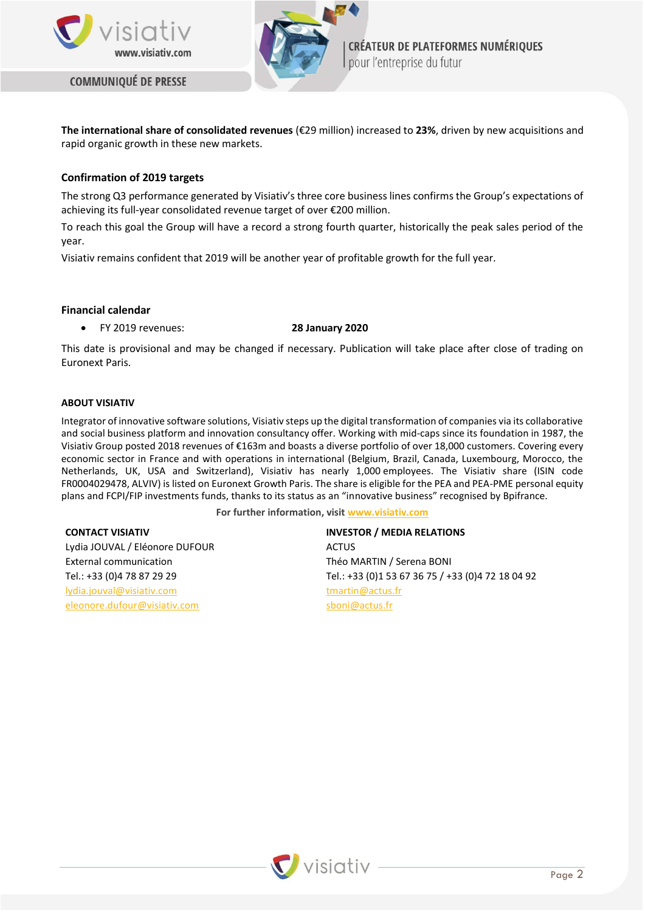**The international share of consolidated revenues** (€29 million) increased to **23%**, driven by new acquisitions and rapid organic growth in these new markets.

## Confirmation of 2019 targets

The strong Q3 performance generated by Visiativ's three core business lines confirms the Group's expectations of achieving its full-year consolidated revenue target of over €200 million.

To reach this goal the Group will have a record a strong fourth quarter, historically the peak sales period of the year.

Visiativ remains confident that 2019 will be another year of profitable growth for the full year.

## Financial calendar

- FY 2019 revenues: **28 January 2020**

This date is provisional and may be changed if necessary. Publication will take place after close of trading on Euronext Paris.

### ABOUT VISIATIV

Integrator of innovative software solutions, Visiativ steps up the digital transformation of companies via its collaborative and social business platform and innovation consultancy offer. Working with mid-caps since its foundation in 1987, the Visiativ Group posted 2018 revenues of €163m and boasts a diverse portfolio of over 18,000 customers. Covering every economic sector in France and with operations in international (Belgium, Brazil, Canada, Luxembourg, Morocco, the Netherlands, UK, USA and Switzerland), Visiativ has nearly 1,000 employees. The Visiativ share (ISIN code FR0004029478, ALVIV) is listed on Euronext Growth Paris. The share is eligible for the PEA and PEA-PME personal equity plans and FCPI/FIP investments funds, thanks to its status as an "innovative business" recognised by Bpifrance.

**For further information, visit www.visiativ.com**

**CONTACT VISIATIV**
Lydia JOUVAL / Eléonore DUFOUR
External communication
Tel.: +33 (0)4 78 87 29 29
lydia.jouval@visiativ.com
eleonore.dufour@visiativ.com

**INVESTOR / MEDIA RELATIONS**
ACTUS
Théo MARTIN / Serena BONI
Tel.: +33 (0)1 53 67 36 75 / +33 (0)4 72 18 04 92
tmartin@actus.fr
sboni@actus.fr